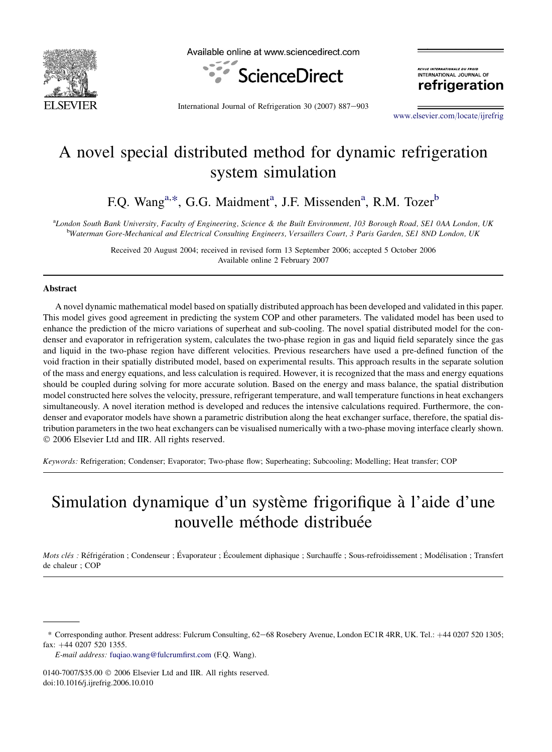# A novel special distributed method for dynamic refrigeration system simulation

F.Q. Wang[a,*], G.G. Maidment[a], J.F. Missenden[a], R.M. Tozer[b]

[a]London South Bank University, Faculty of Engineering, Science & the Built Environment, 103 Borough Road, SE1 0AA London, UK
[b]Waterman Gore-Mechanical and Electrical Consulting Engineers, Versaillers Court, 3 Paris Garden, SE1 8ND London, UK

Received 20 August 2004; received in revised form 13 September 2006; accepted 5 October 2006
Available online 2 February 2007

## Abstract

A novel dynamic mathematical model based on spatially distributed approach has been developed and validated in this paper. This model gives good agreement in predicting the system COP and other parameters. The validated model has been used to enhance the prediction of the micro variations of superheat and sub-cooling. The novel spatial distributed model for the condenser and evaporator in refrigeration system, calculates the two-phase region in gas and liquid field separately since the gas and liquid in the two-phase region have different velocities. Previous researchers have used a pre-defined function of the void fraction in their spatially distributed model, based on experimental results. This approach results in the separate solution of the mass and energy equations, and less calculation is required. However, it is recognized that the mass and energy equations should be coupled during solving for more accurate solution. Based on the energy and mass balance, the spatial distribution model constructed here solves the velocity, pressure, refrigerant temperature, and wall temperature functions in heat exchangers simultaneously. A novel iteration method is developed and reduces the intensive calculations required. Furthermore, the condenser and evaporator models have shown a parametric distribution along the heat exchanger surface, therefore, the spatial distribution parameters in the two heat exchangers can be visualised numerically with a two-phase moving interface clearly shown.
© 2006 Elsevier Ltd and IIR. All rights reserved.

*Keywords:* Refrigeration; Condenser; Evaporator; Two-phase flow; Superheating; Subcooling; Modelling; Heat transfer; COP

# Simulation dynamique d'un système frigorifique à l'aide d'une nouvelle méthode distribuée

*Mots clés :* Réfrigération ; Condenseur ; Évaporateur ; Écoulement diphasique ; Surchauffe ; Sous-refroidissement ; Modélisation ; Transfert de chaleur ; COP

---

* Corresponding author. Present address: Fulcrum Consulting, 62–68 Rosebery Avenue, London EC1R 4RR, UK. Tel.: +44 0207 520 1305; fax: +44 0207 520 1355.
*E-mail address:* fuqiao.wang@fulcrumfirst.com (F.Q. Wang).

0140-7007/$35.00 © 2006 Elsevier Ltd and IIR. All rights reserved.
doi:10.1016/j.ijrefrig.2006.10.010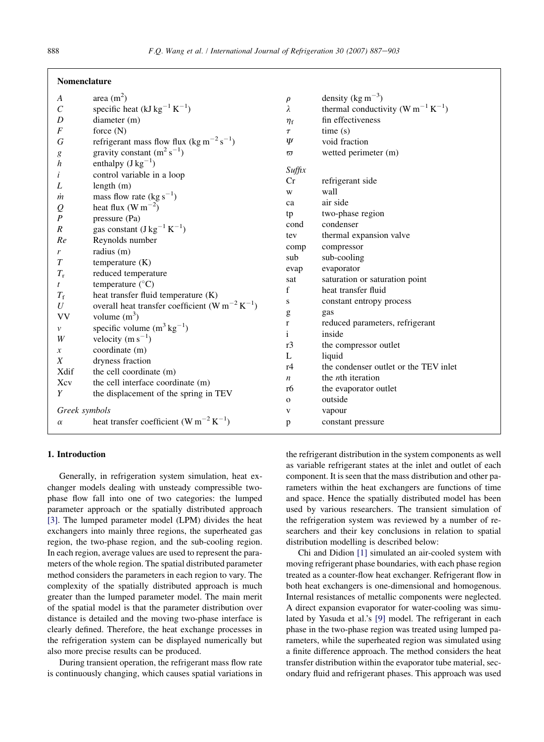## Nomenclature

| | |
|---|---|
| $A$ | area ($m^2$) |
| $C$ | specific heat ($kJ\,kg^{-1}\,K^{-1}$) |
| $D$ | diameter (m) |
| $F$ | force (N) |
| $G$ | refrigerant mass flow flux ($kg\,m^{-2}\,s^{-1}$) |
| $g$ | gravity constant ($m^2\,s^{-1}$) |
| $h$ | enthalpy ($J\,kg^{-1}$) |
| $i$ | control variable in a loop |
| $L$ | length (m) |
| $\dot{m}$ | mass flow rate ($kg\,s^{-1}$) |
| $Q$ | heat flux ($W\,m^{-2}$) |
| $P$ | pressure (Pa) |
| $R$ | gas constant ($J\,kg^{-1}\,K^{-1}$) |
| $Re$ | Reynolds number |
| $r$ | radius (m) |
| $T$ | temperature (K) |
| $T_r$ | reduced temperature |
| $t$ | temperature (°C) |
| $T_f$ | heat transfer fluid temperature (K) |
| $U$ | overall heat transfer coefficient ($W\,m^{-2}\,K^{-1}$) |
| VV | volume ($m^3$) |
| $v$ | specific volume ($m^3\,kg^{-1}$) |
| $W$ | velocity ($m\,s^{-1}$) |
| $x$ | coordinate (m) |
| $X$ | dryness fraction |
| Xdif | the cell coordinate (m) |
| Xcv | the cell interface coordinate (m) |
| $Y$ | the displacement of the spring in TEV |

*Greek symbols*

| | |
|---|---|
| $\alpha$ | heat transfer coefficient ($W\,m^{-2}\,K^{-1}$) |
| $\rho$ | density ($kg\,m^{-3}$) |
| $\lambda$ | thermal conductivity ($W\,m^{-1}\,K^{-1}$) |
| $\eta_f$ | fin effectiveness |
| $\tau$ | time (s) |
| $\Psi$ | void fraction |
| $\varpi$ | wetted perimeter (m) |

*Suffix*

| | |
|---|---|
| Cr | refrigerant side |
| w | wall |
| ca | air side |
| tp | two-phase region |
| cond | condenser |
| tev | thermal expansion valve |
| comp | compressor |
| sub | sub-cooling |
| evap | evaporator |
| sat | saturation or saturation point |
| f | heat transfer fluid |
| s | constant entropy process |
| g | gas |
| r | reduced parameters, refrigerant |
| i | inside |
| r3 | the compressor outlet |
| L | liquid |
| r4 | the condenser outlet or the TEV inlet |
| $n$ | the $n$th iteration |
| r6 | the evaporator outlet |
| o | outside |
| v | vapour |
| p | constant pressure |

## 1. Introduction

Generally, in refrigeration system simulation, heat exchanger models dealing with unsteady compressible two-phase flow fall into one of two categories: the lumped parameter approach or the spatially distributed approach [3]. The lumped parameter model (LPM) divides the heat exchangers into mainly three regions, the superheated gas region, the two-phase region, and the sub-cooling region. In each region, average values are used to represent the parameters of the whole region. The spatial distributed parameter method considers the parameters in each region to vary. The complexity of the spatially distributed approach is much greater than the lumped parameter model. The main merit of the spatial model is that the parameter distribution over distance is detailed and the moving two-phase interface is clearly defined. Therefore, the heat exchange processes in the refrigeration system can be displayed numerically but also more precise results can be produced.

During transient operation, the refrigerant mass flow rate is continuously changing, which causes spatial variations in the refrigerant distribution in the system components as well as variable refrigerant states at the inlet and outlet of each component. It is seen that the mass distribution and other parameters within the heat exchangers are functions of time and space. Hence the spatially distributed model has been used by various researchers. The transient simulation of the refrigeration system was reviewed by a number of researchers and their key conclusions in relation to spatial distribution modelling is described below:

Chi and Didion [1] simulated an air-cooled system with moving refrigerant phase boundaries, with each phase region treated as a counter-flow heat exchanger. Refrigerant flow in both heat exchangers is one-dimensional and homogenous. Internal resistances of metallic components were neglected. A direct expansion evaporator for water-cooling was simulated by Yasuda et al.'s [9] model. The refrigerant in each phase in the two-phase region was treated using lumped parameters, while the superheated region was simulated using a finite difference approach. The method considers the heat transfer distribution within the evaporator tube material, secondary fluid and refrigerant phases. This approach was used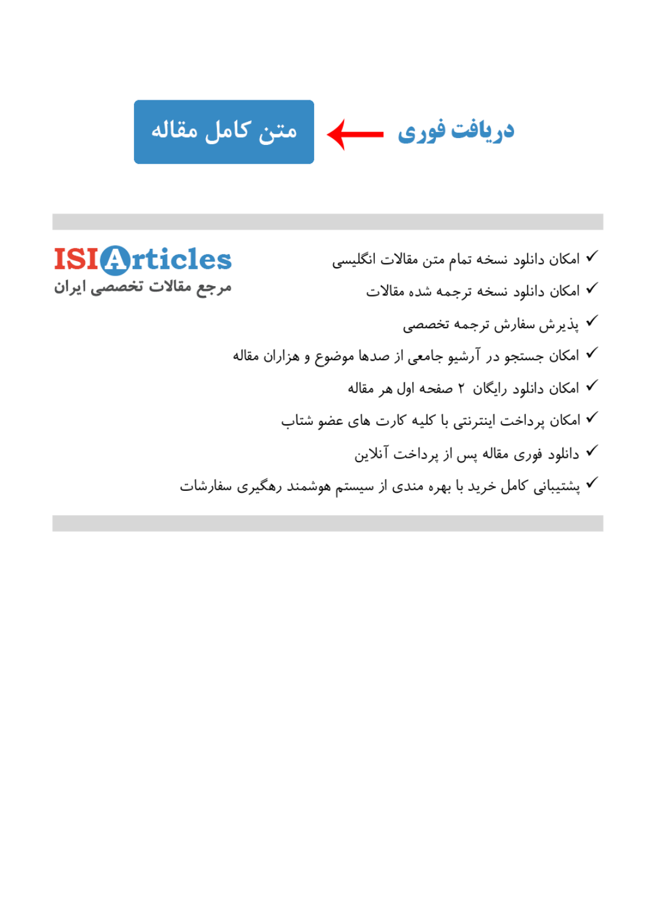دریافت فوری ← **متن کامل مقاله**

**ISIArticles**
مرجع مقالات تخصصی ایران

- ✓ امکان دانلود نسخه تمام متن مقالات انگلیسی
- ✓ امکان دانلود نسخه ترجمه شده مقالات
- ✓ پذیرش سفارش ترجمه تخصصی
- ✓ امکان جستجو در آرشیو جامعی از صدها موضوع و هزاران مقاله
- ✓ امکان دانلود رایگان ۲ صفحه اول هر مقاله
- ✓ امکان پرداخت اینترنتی با کلیه کارت های عضو شتاب
- ✓ دانلود فوری مقاله پس از پرداخت آنلاین
- ✓ پشتیبانی کامل خرید با بهره مندی از سیستم هوشمند رهگیری سفارشات